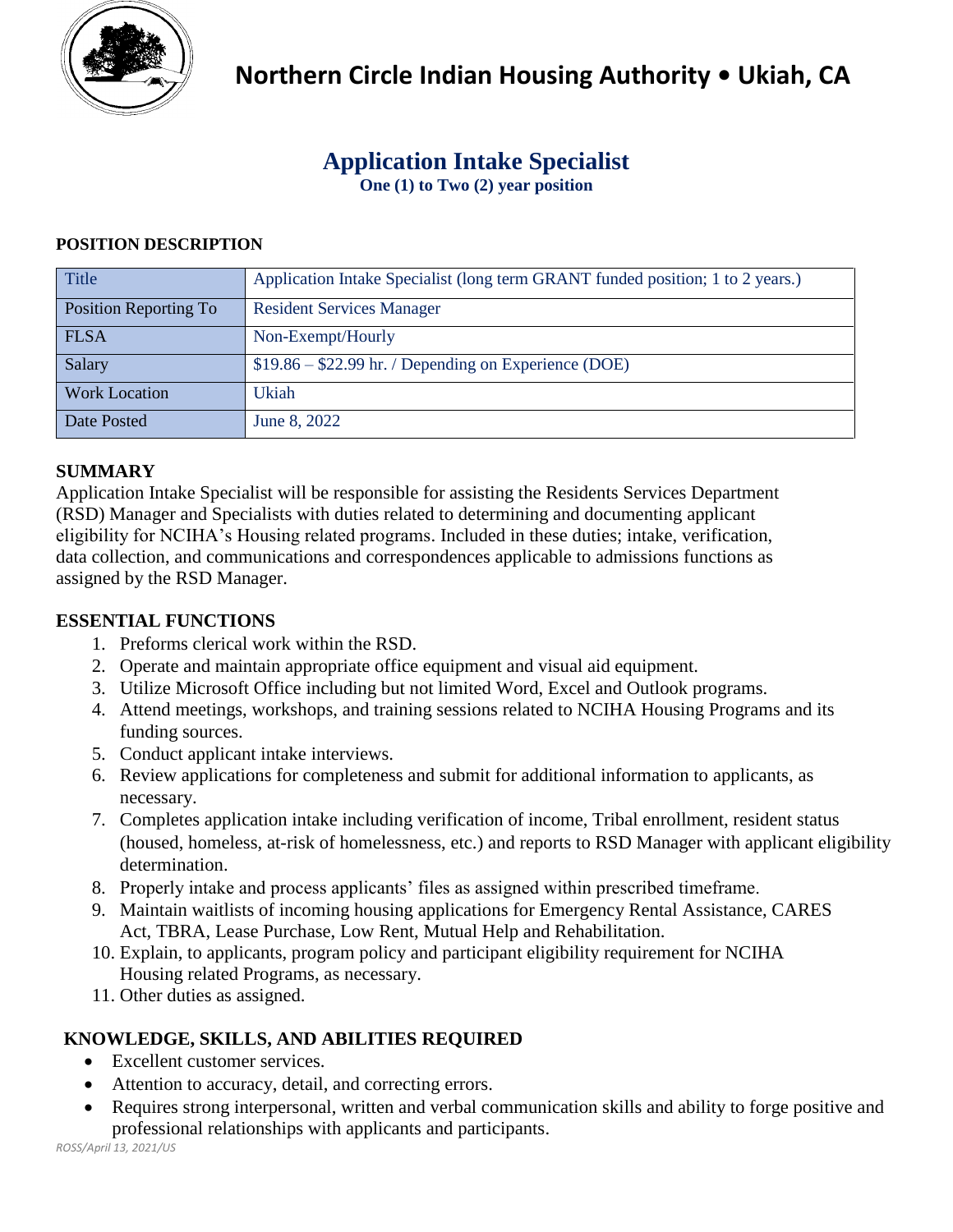# Northern Circle Indian Housing Authority • Ukiah, CA

## Application Intake Specialist

**One (1) to Two (2) year position**

### POSITION DESCRIPTION

| Title | Application Intake Specialist (long term GRANT funded position; 1 to 2 years.) |
|---|---|
| Position Reporting To | Resident Services Manager |
| FLSA | Non-Exempt/Hourly |
| Salary | $19.86 – $22.99 hr. / Depending on Experience (DOE) |
| Work Location | Ukiah |
| Date Posted | June 8, 2022 |

### SUMMARY

Application Intake Specialist will be responsible for assisting the Residents Services Department (RSD) Manager and Specialists with duties related to determining and documenting applicant eligibility for NCIHA's Housing related programs. Included in these duties; intake, verification, data collection, and communications and correspondences applicable to admissions functions as assigned by the RSD Manager.

### ESSENTIAL FUNCTIONS

1. Preforms clerical work within the RSD.
2. Operate and maintain appropriate office equipment and visual aid equipment.
3. Utilize Microsoft Office including but not limited Word, Excel and Outlook programs.
4. Attend meetings, workshops, and training sessions related to NCIHA Housing Programs and its funding sources.
5. Conduct applicant intake interviews.
6. Review applications for completeness and submit for additional information to applicants, as necessary.
7. Completes application intake including verification of income, Tribal enrollment, resident status (housed, homeless, at-risk of homelessness, etc.) and reports to RSD Manager with applicant eligibility determination.
8. Properly intake and process applicants' files as assigned within prescribed timeframe.
9. Maintain waitlists of incoming housing applications for Emergency Rental Assistance, CARES Act, TBRA, Lease Purchase, Low Rent, Mutual Help and Rehabilitation.
10. Explain, to applicants, program policy and participant eligibility requirement for NCIHA Housing related Programs, as necessary.
11. Other duties as assigned.

### KNOWLEDGE, SKILLS, AND ABILITIES REQUIRED

- Excellent customer services.
- Attention to accuracy, detail, and correcting errors.
- Requires strong interpersonal, written and verbal communication skills and ability to forge positive and professional relationships with applicants and participants.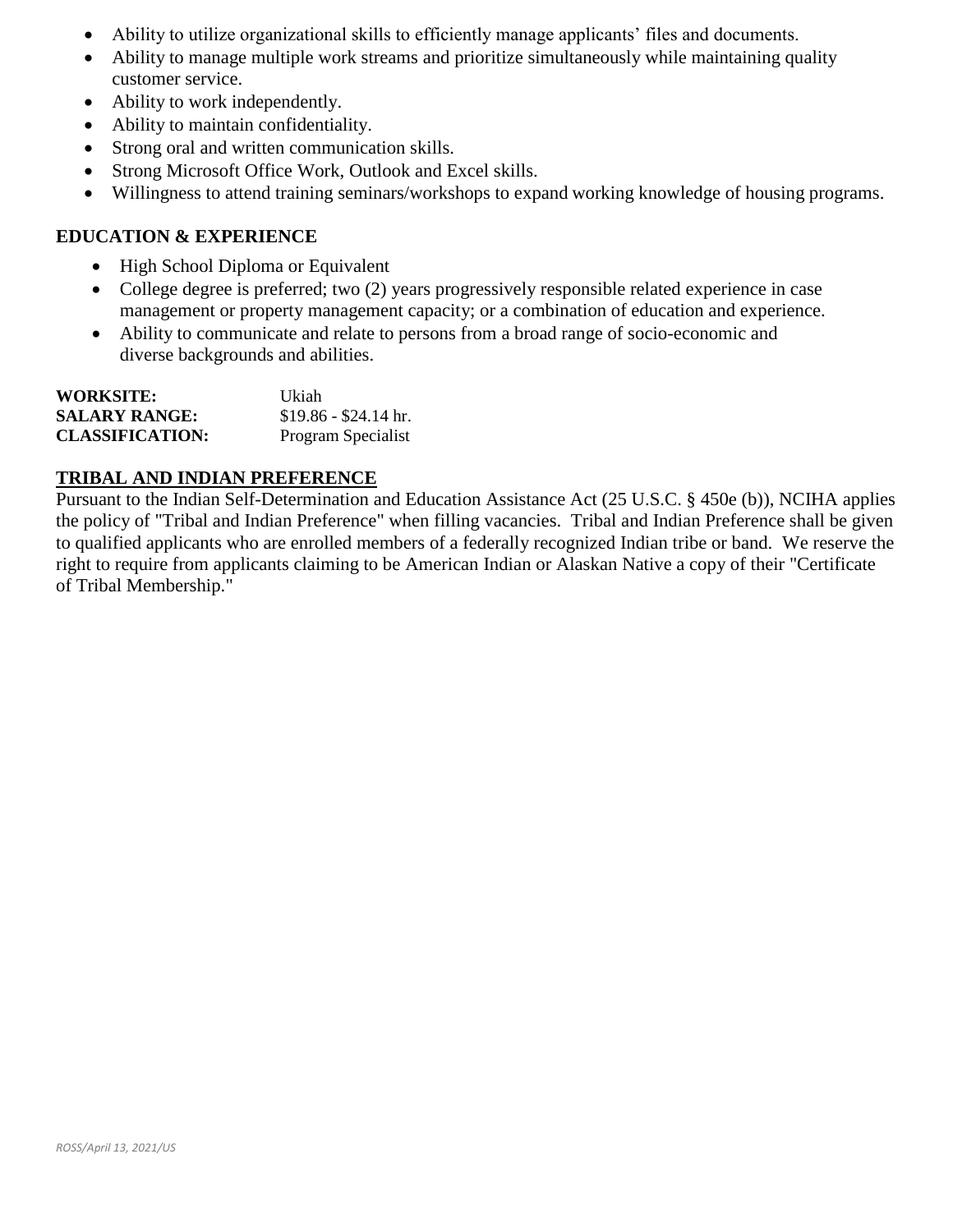- Ability to utilize organizational skills to efficiently manage applicants' files and documents.
- Ability to manage multiple work streams and prioritize simultaneously while maintaining quality customer service.
- Ability to work independently.
- Ability to maintain confidentiality.
- Strong oral and written communication skills.
- Strong Microsoft Office Work, Outlook and Excel skills.
- Willingness to attend training seminars/workshops to expand working knowledge of housing programs.

### EDUCATION & EXPERIENCE

- High School Diploma or Equivalent
- College degree is preferred; two (2) years progressively responsible related experience in case management or property management capacity; or a combination of education and experience.
- Ability to communicate and relate to persons from a broad range of socio-economic and diverse backgrounds and abilities.

| | |
|---|---|
| **WORKSITE:** | Ukiah |
| **SALARY RANGE:** | $19.86 - $24.14 hr. |
| **CLASSIFICATION:** | Program Specialist |

### TRIBAL AND INDIAN PREFERENCE

Pursuant to the Indian Self-Determination and Education Assistance Act (25 U.S.C. § 450e (b)), NCIHA applies the policy of "Tribal and Indian Preference" when filling vacancies. Tribal and Indian Preference shall be given to qualified applicants who are enrolled members of a federally recognized Indian tribe or band. We reserve the right to require from applicants claiming to be American Indian or Alaskan Native a copy of their "Certificate of Tribal Membership."

*ROSS/April 13, 2021/US*